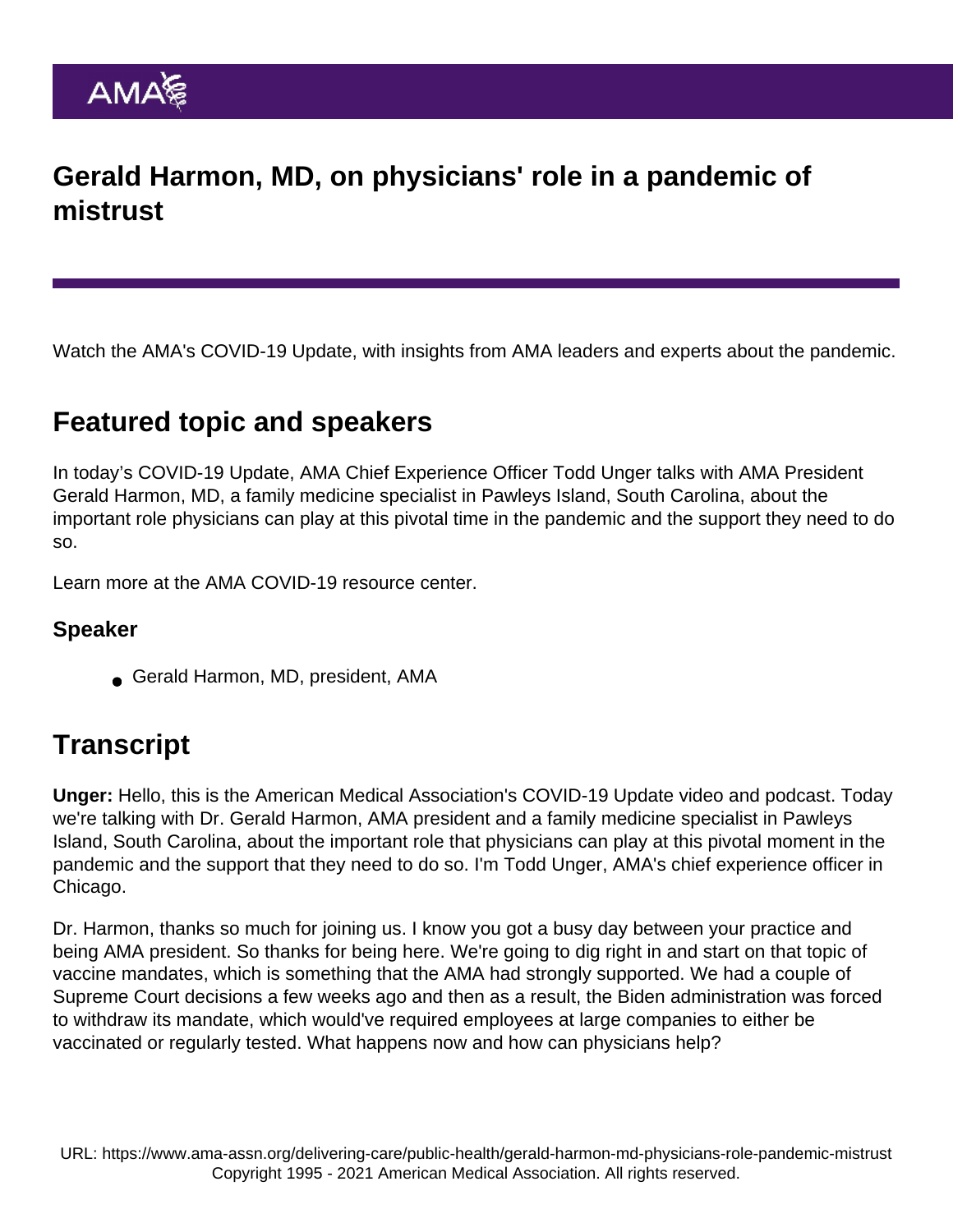# Gerald Harmon, MD, on physicians' role in a pandemic of mistrust

Watch the AMA's COVID-19 Update, with insights from AMA leaders and experts about the pandemic.

## Featured topic and speakers

In today's COVID-19 Update, AMA Chief Experience Officer Todd Unger talks with AMA President Gerald Harmon, MD, a family medicine specialist in Pawleys Island, South Carolina, about the important role physicians can play at this pivotal time in the pandemic and the support they need to do so.

Learn more at the AMA COVID-19 resource center.

### Speaker

- Gerald Harmon, MD, president, AMA

## Transcript

**Unger:** Hello, this is the American Medical Association's COVID-19 Update video and podcast. Today we're talking with Dr. Gerald Harmon, AMA president and a family medicine specialist in Pawleys Island, South Carolina, about the important role that physicians can play at this pivotal moment in the pandemic and the support that they need to do so. I'm Todd Unger, AMA's chief experience officer in Chicago.

Dr. Harmon, thanks so much for joining us. I know you got a busy day between your practice and being AMA president. So thanks for being here. We're going to dig right in and start on that topic of vaccine mandates, which is something that the AMA had strongly supported. We had a couple of Supreme Court decisions a few weeks ago and then as a result, the Biden administration was forced to withdraw its mandate, which would've required employees at large companies to either be vaccinated or regularly tested. What happens now and how can physicians help?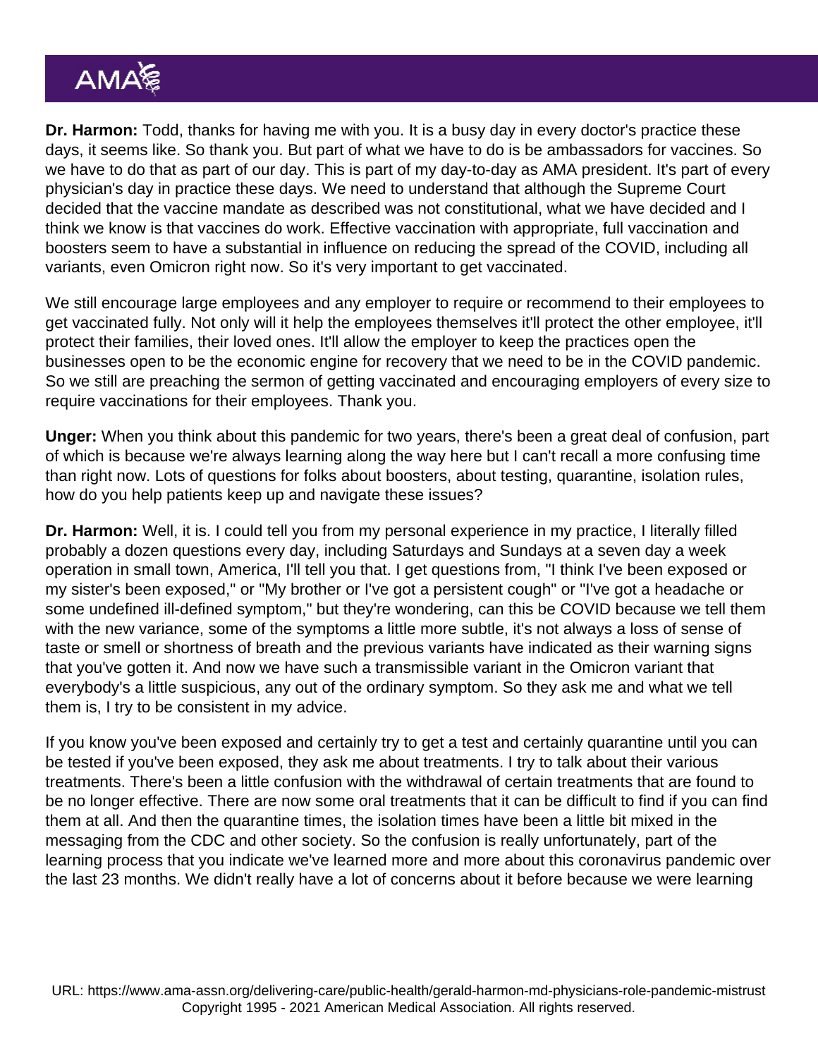**Dr. Harmon:** Todd, thanks for having me with you. It is a busy day in every doctor's practice these days, it seems like. So thank you. But part of what we have to do is be ambassadors for vaccines. So we have to do that as part of our day. This is part of my day-to-day as AMA president. It's part of every physician's day in practice these days. We need to understand that although the Supreme Court decided that the vaccine mandate as described was not constitutional, what we have decided and I think we know is that vaccines do work. Effective vaccination with appropriate, full vaccination and boosters seem to have a substantial in influence on reducing the spread of the COVID, including all variants, even Omicron right now. So it's very important to get vaccinated.

We still encourage large employees and any employer to require or recommend to their employees to get vaccinated fully. Not only will it help the employees themselves it'll protect the other employee, it'll protect their families, their loved ones. It'll allow the employer to keep the practices open the businesses open to be the economic engine for recovery that we need to be in the COVID pandemic. So we still are preaching the sermon of getting vaccinated and encouraging employers of every size to require vaccinations for their employees. Thank you.

**Unger:** When you think about this pandemic for two years, there's been a great deal of confusion, part of which is because we're always learning along the way here but I can't recall a more confusing time than right now. Lots of questions for folks about boosters, about testing, quarantine, isolation rules, how do you help patients keep up and navigate these issues?

**Dr. Harmon:** Well, it is. I could tell you from my personal experience in my practice, I literally filled probably a dozen questions every day, including Saturdays and Sundays at a seven day a week operation in small town, America, I'll tell you that. I get questions from, "I think I've been exposed or my sister's been exposed," or "My brother or I've got a persistent cough" or "I've got a headache or some undefined ill-defined symptom," but they're wondering, can this be COVID because we tell them with the new variance, some of the symptoms a little more subtle, it's not always a loss of sense of taste or smell or shortness of breath and the previous variants have indicated as their warning signs that you've gotten it. And now we have such a transmissible variant in the Omicron variant that everybody's a little suspicious, any out of the ordinary symptom. So they ask me and what we tell them is, I try to be consistent in my advice.

If you know you've been exposed and certainly try to get a test and certainly quarantine until you can be tested if you've been exposed, they ask me about treatments. I try to talk about their various treatments. There's been a little confusion with the withdrawal of certain treatments that are found to be no longer effective. There are now some oral treatments that it can be difficult to find if you can find them at all. And then the quarantine times, the isolation times have been a little bit mixed in the messaging from the CDC and other society. So the confusion is really unfortunately, part of the learning process that you indicate we've learned more and more about this coronavirus pandemic over the last 23 months. We didn't really have a lot of concerns about it before because we were learning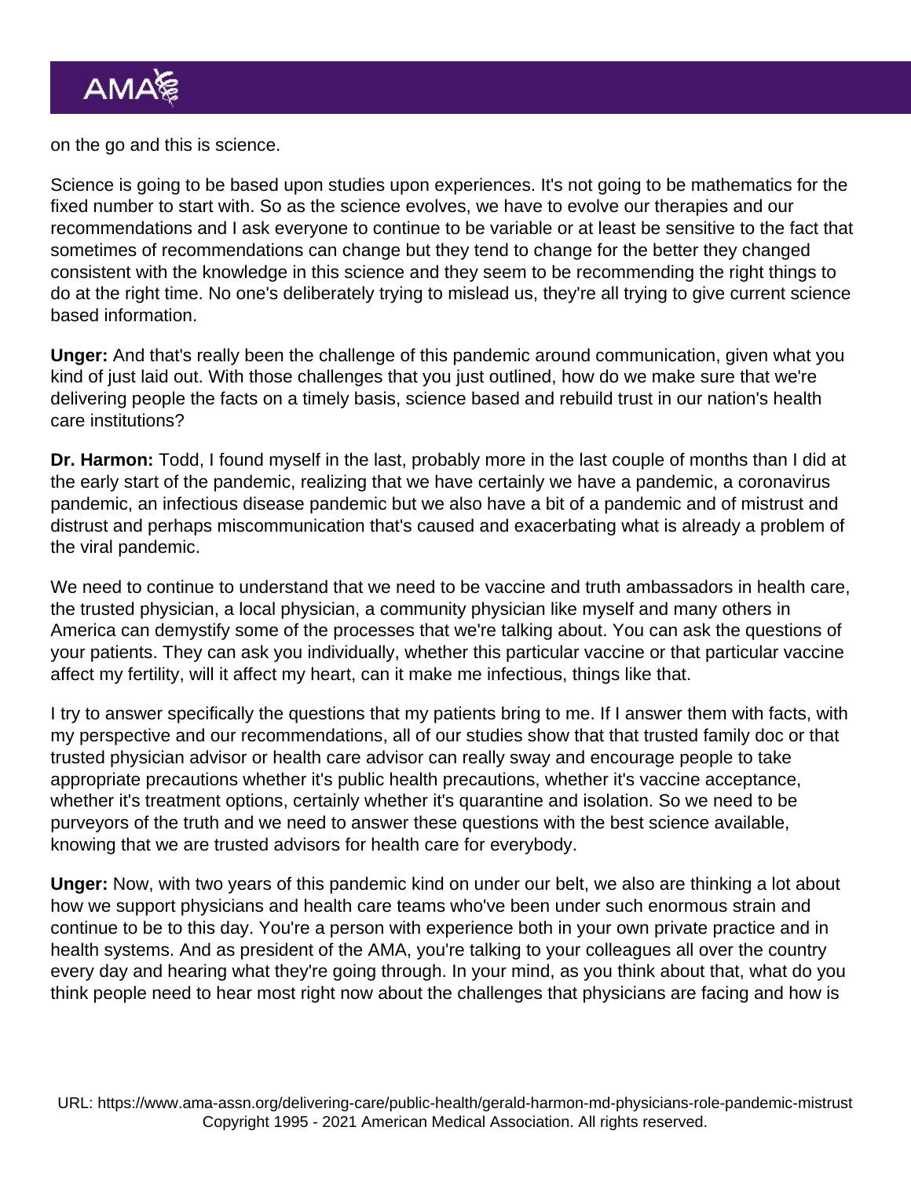on the go and this is science.

Science is going to be based upon studies upon experiences. It's not going to be mathematics for the fixed number to start with. So as the science evolves, we have to evolve our therapies and our recommendations and I ask everyone to continue to be variable or at least be sensitive to the fact that sometimes of recommendations can change but they tend to change for the better they changed consistent with the knowledge in this science and they seem to be recommending the right things to do at the right time. No one's deliberately trying to mislead us, they're all trying to give current science based information.

**Unger:** And that's really been the challenge of this pandemic around communication, given what you kind of just laid out. With those challenges that you just outlined, how do we make sure that we're delivering people the facts on a timely basis, science based and rebuild trust in our nation's health care institutions?

**Dr. Harmon:** Todd, I found myself in the last, probably more in the last couple of months than I did at the early start of the pandemic, realizing that we have certainly we have a pandemic, a coronavirus pandemic, an infectious disease pandemic but we also have a bit of a pandemic and of mistrust and distrust and perhaps miscommunication that's caused and exacerbating what is already a problem of the viral pandemic.

We need to continue to understand that we need to be vaccine and truth ambassadors in health care, the trusted physician, a local physician, a community physician like myself and many others in America can demystify some of the processes that we're talking about. You can ask the questions of your patients. They can ask you individually, whether this particular vaccine or that particular vaccine affect my fertility, will it affect my heart, can it make me infectious, things like that.

I try to answer specifically the questions that my patients bring to me. If I answer them with facts, with my perspective and our recommendations, all of our studies show that that trusted family doc or that trusted physician advisor or health care advisor can really sway and encourage people to take appropriate precautions whether it's public health precautions, whether it's vaccine acceptance, whether it's treatment options, certainly whether it's quarantine and isolation. So we need to be purveyors of the truth and we need to answer these questions with the best science available, knowing that we are trusted advisors for health care for everybody.

**Unger:** Now, with two years of this pandemic kind on under our belt, we also are thinking a lot about how we support physicians and health care teams who've been under such enormous strain and continue to be to this day. You're a person with experience both in your own private practice and in health systems. And as president of the AMA, you're talking to your colleagues all over the country every day and hearing what they're going through. In your mind, as you think about that, what do you think people need to hear most right now about the challenges that physicians are facing and how is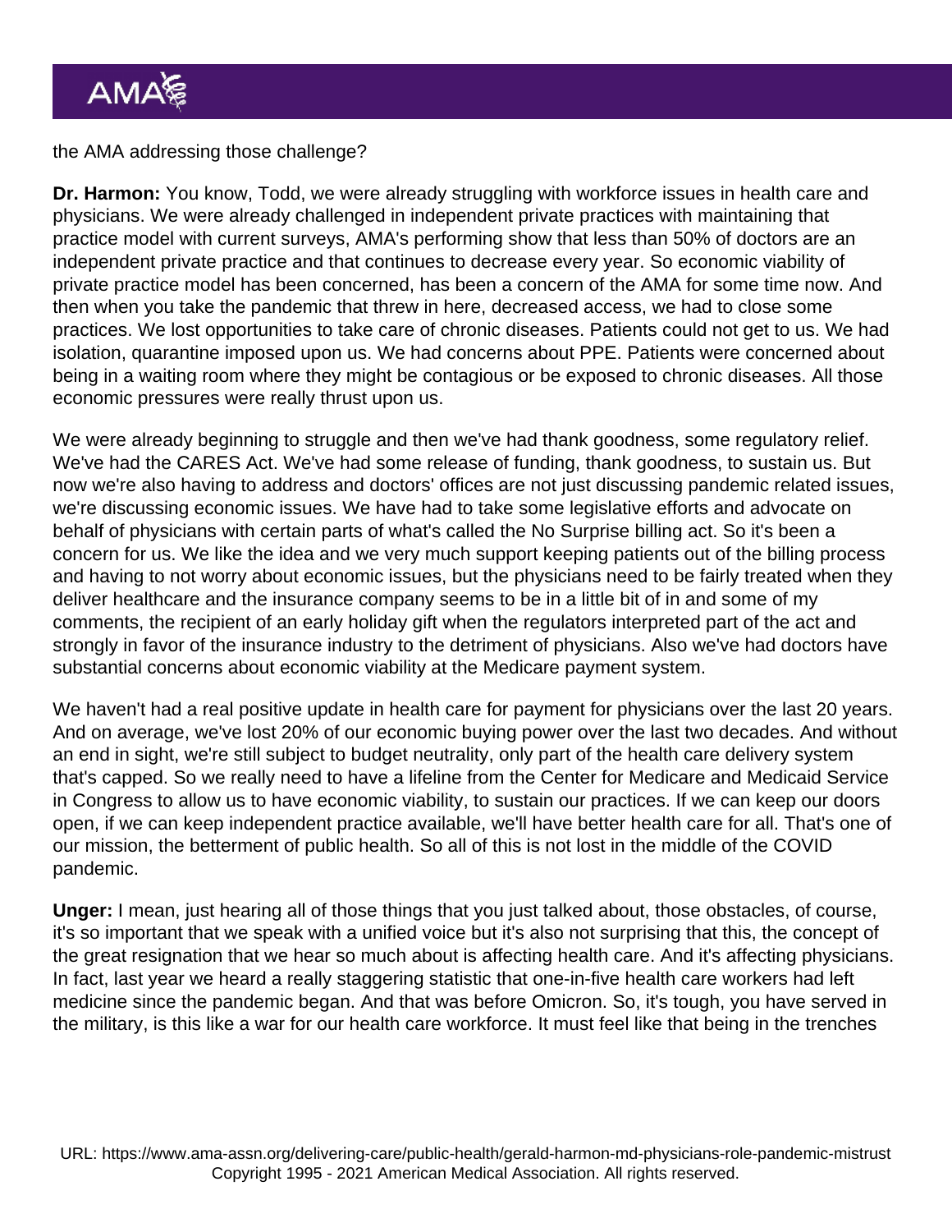the AMA addressing those challenge?

**Dr. Harmon:** You know, Todd, we were already struggling with workforce issues in health care and physicians. We were already challenged in independent private practices with maintaining that practice model with current surveys, AMA's performing show that less than 50% of doctors are an independent private practice and that continues to decrease every year. So economic viability of private practice model has been concerned, has been a concern of the AMA for some time now. And then when you take the pandemic that threw in here, decreased access, we had to close some practices. We lost opportunities to take care of chronic diseases. Patients could not get to us. We had isolation, quarantine imposed upon us. We had concerns about PPE. Patients were concerned about being in a waiting room where they might be contagious or be exposed to chronic diseases. All those economic pressures were really thrust upon us.

We were already beginning to struggle and then we've had thank goodness, some regulatory relief. We've had the CARES Act. We've had some release of funding, thank goodness, to sustain us. But now we're also having to address and doctors' offices are not just discussing pandemic related issues, we're discussing economic issues. We have had to take some legislative efforts and advocate on behalf of physicians with certain parts of what's called the No Surprise billing act. So it's been a concern for us. We like the idea and we very much support keeping patients out of the billing process and having to not worry about economic issues, but the physicians need to be fairly treated when they deliver healthcare and the insurance company seems to be in a little bit of in and some of my comments, the recipient of an early holiday gift when the regulators interpreted part of the act and strongly in favor of the insurance industry to the detriment of physicians. Also we've had doctors have substantial concerns about economic viability at the Medicare payment system.

We haven't had a real positive update in health care for payment for physicians over the last 20 years. And on average, we've lost 20% of our economic buying power over the last two decades. And without an end in sight, we're still subject to budget neutrality, only part of the health care delivery system that's capped. So we really need to have a lifeline from the Center for Medicare and Medicaid Service in Congress to allow us to have economic viability, to sustain our practices. If we can keep our doors open, if we can keep independent practice available, we'll have better health care for all. That's one of our mission, the betterment of public health. So all of this is not lost in the middle of the COVID pandemic.

**Unger:** I mean, just hearing all of those things that you just talked about, those obstacles, of course, it's so important that we speak with a unified voice but it's also not surprising that this, the concept of the great resignation that we hear so much about is affecting health care. And it's affecting physicians. In fact, last year we heard a really staggering statistic that one-in-five health care workers had left medicine since the pandemic began. And that was before Omicron. So, it's tough, you have served in the military, is this like a war for our health care workforce. It must feel like that being in the trenches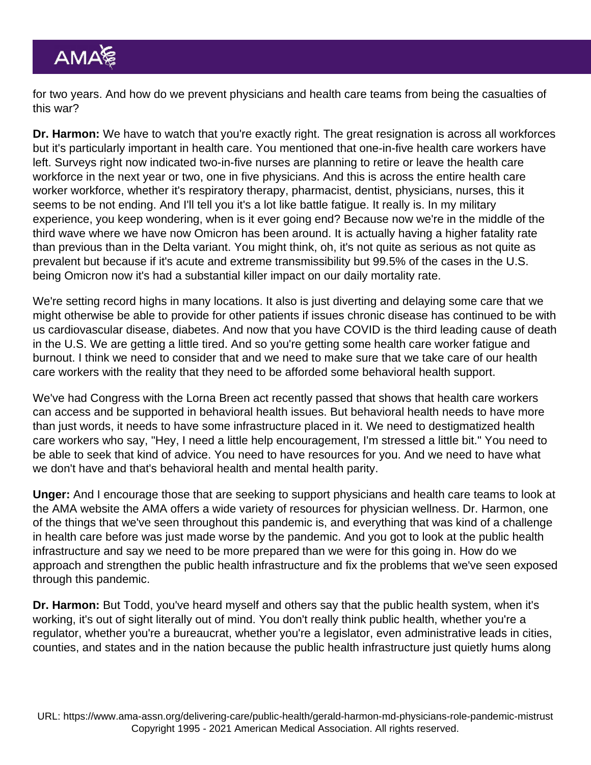for two years. And how do we prevent physicians and health care teams from being the casualties of this war?

**Dr. Harmon:** We have to watch that you're exactly right. The great resignation is across all workforces but it's particularly important in health care. You mentioned that one-in-five health care workers have left. Surveys right now indicated two-in-five nurses are planning to retire or leave the health care workforce in the next year or two, one in five physicians. And this is across the entire health care worker workforce, whether it's respiratory therapy, pharmacist, dentist, physicians, nurses, this it seems to be not ending. And I'll tell you it's a lot like battle fatigue. It really is. In my military experience, you keep wondering, when is it ever going end? Because now we're in the middle of the third wave where we have now Omicron has been around. It is actually having a higher fatality rate than previous than in the Delta variant. You might think, oh, it's not quite as serious as not quite as prevalent but because if it's acute and extreme transmissibility but 99.5% of the cases in the U.S. being Omicron now it's had a substantial killer impact on our daily mortality rate.

We're setting record highs in many locations. It also is just diverting and delaying some care that we might otherwise be able to provide for other patients if issues chronic disease has continued to be with us cardiovascular disease, diabetes. And now that you have COVID is the third leading cause of death in the U.S. We are getting a little tired. And so you're getting some health care worker fatigue and burnout. I think we need to consider that and we need to make sure that we take care of our health care workers with the reality that they need to be afforded some behavioral health support.

We've had Congress with the Lorna Breen act recently passed that shows that health care workers can access and be supported in behavioral health issues. But behavioral health needs to have more than just words, it needs to have some infrastructure placed in it. We need to destigmatized health care workers who say, "Hey, I need a little help encouragement, I'm stressed a little bit." You need to be able to seek that kind of advice. You need to have resources for you. And we need to have what we don't have and that's behavioral health and mental health parity.

**Unger:** And I encourage those that are seeking to support physicians and health care teams to look at the AMA website the AMA offers a wide variety of resources for physician wellness. Dr. Harmon, one of the things that we've seen throughout this pandemic is, and everything that was kind of a challenge in health care before was just made worse by the pandemic. And you got to look at the public health infrastructure and say we need to be more prepared than we were for this going in. How do we approach and strengthen the public health infrastructure and fix the problems that we've seen exposed through this pandemic.

**Dr. Harmon:** But Todd, you've heard myself and others say that the public health system, when it's working, it's out of sight literally out of mind. You don't really think public health, whether you're a regulator, whether you're a bureaucrat, whether you're a legislator, even administrative leads in cities, counties, and states and in the nation because the public health infrastructure just quietly hums along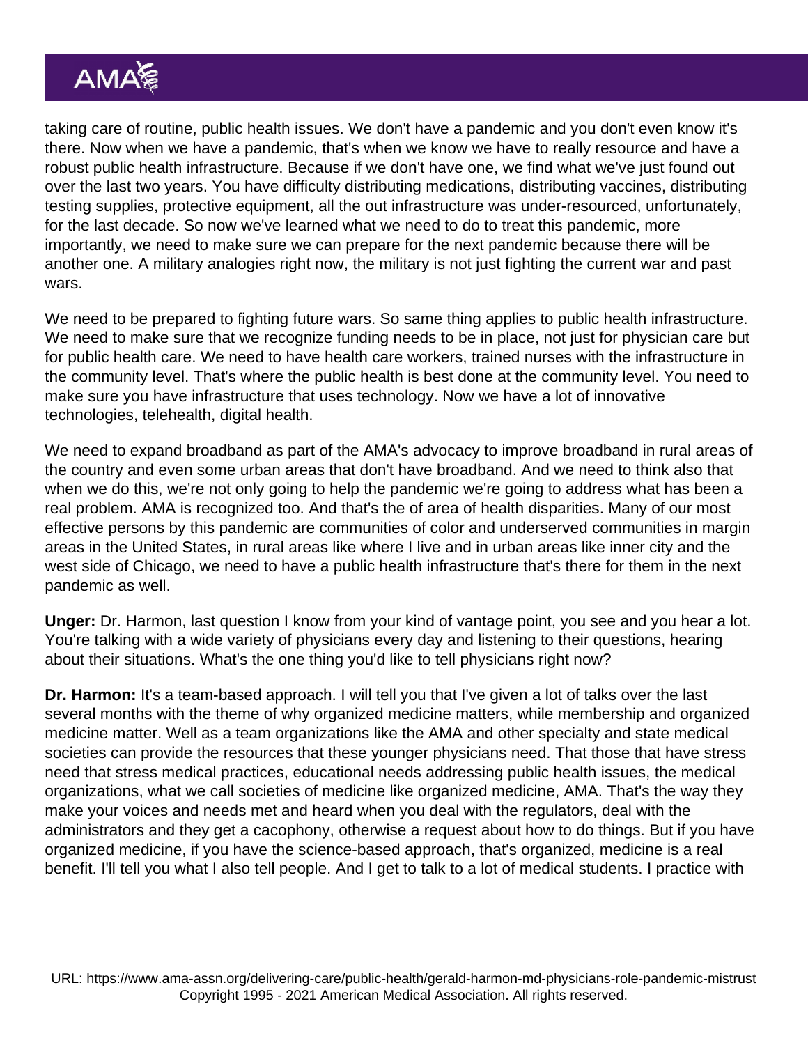taking care of routine, public health issues. We don't have a pandemic and you don't even know it's there. Now when we have a pandemic, that's when we know we have to really resource and have a robust public health infrastructure. Because if we don't have one, we find what we've just found out over the last two years. You have difficulty distributing medications, distributing vaccines, distributing testing supplies, protective equipment, all the out infrastructure was under-resourced, unfortunately, for the last decade. So now we've learned what we need to do to treat this pandemic, more importantly, we need to make sure we can prepare for the next pandemic because there will be another one. A military analogies right now, the military is not just fighting the current war and past wars.

We need to be prepared to fighting future wars. So same thing applies to public health infrastructure. We need to make sure that we recognize funding needs to be in place, not just for physician care but for public health care. We need to have health care workers, trained nurses with the infrastructure in the community level. That's where the public health is best done at the community level. You need to make sure you have infrastructure that uses technology. Now we have a lot of innovative technologies, telehealth, digital health.

We need to expand broadband as part of the AMA's advocacy to improve broadband in rural areas of the country and even some urban areas that don't have broadband. And we need to think also that when we do this, we're not only going to help the pandemic we're going to address what has been a real problem. AMA is recognized too. And that's the of area of health disparities. Many of our most effective persons by this pandemic are communities of color and underserved communities in margin areas in the United States, in rural areas like where I live and in urban areas like inner city and the west side of Chicago, we need to have a public health infrastructure that's there for them in the next pandemic as well.

**Unger:** Dr. Harmon, last question I know from your kind of vantage point, you see and you hear a lot. You're talking with a wide variety of physicians every day and listening to their questions, hearing about their situations. What's the one thing you'd like to tell physicians right now?

**Dr. Harmon:** It's a team-based approach. I will tell you that I've given a lot of talks over the last several months with the theme of why organized medicine matters, while membership and organized medicine matter. Well as a team organizations like the AMA and other specialty and state medical societies can provide the resources that these younger physicians need. That those that have stress need that stress medical practices, educational needs addressing public health issues, the medical organizations, what we call societies of medicine like organized medicine, AMA. That's the way they make your voices and needs met and heard when you deal with the regulators, deal with the administrators and they get a cacophony, otherwise a request about how to do things. But if you have organized medicine, if you have the science-based approach, that's organized, medicine is a real benefit. I'll tell you what I also tell people. And I get to talk to a lot of medical students. I practice with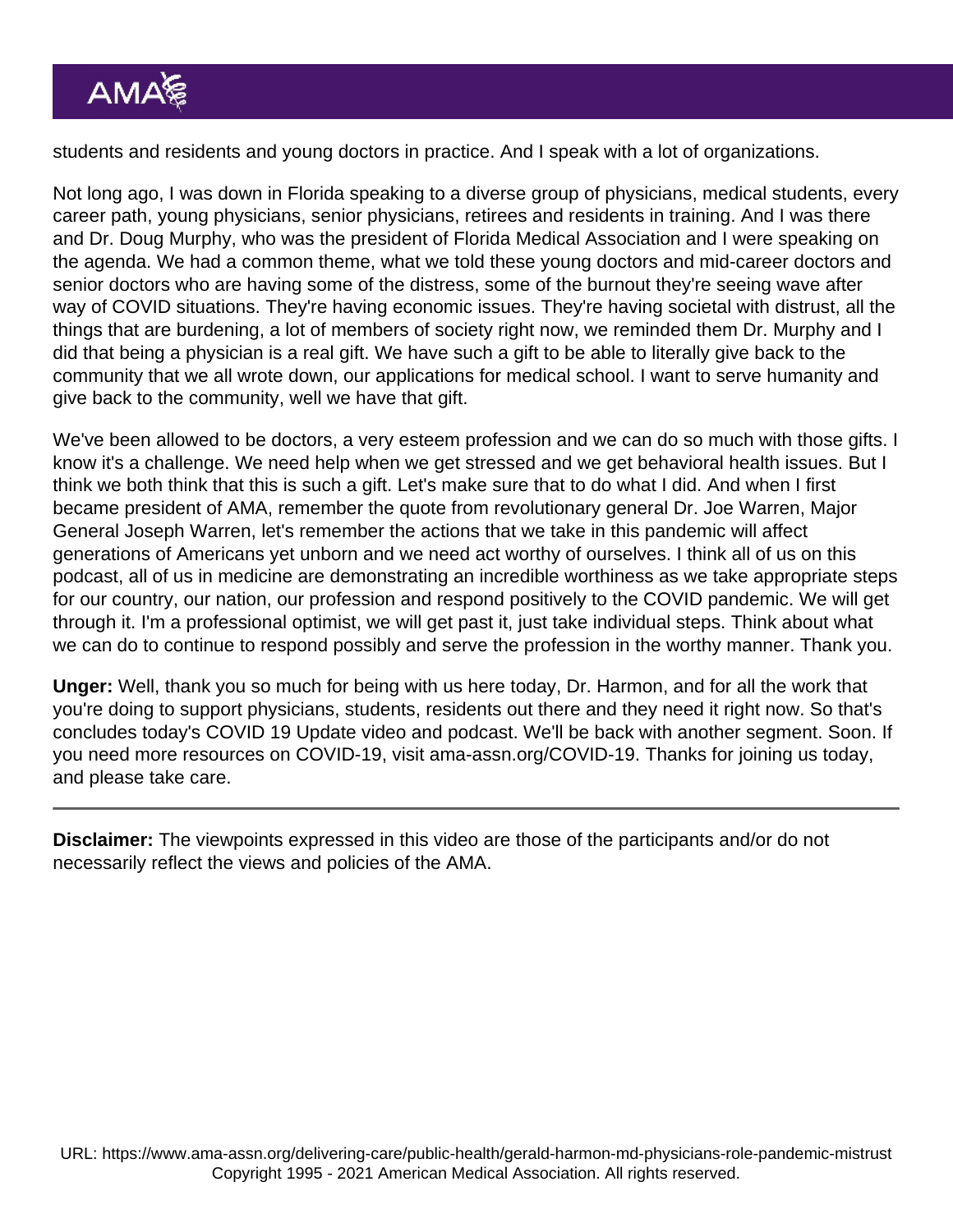students and residents and young doctors in practice. And I speak with a lot of organizations.

Not long ago, I was down in Florida speaking to a diverse group of physicians, medical students, every career path, young physicians, senior physicians, retirees and residents in training. And I was there and Dr. Doug Murphy, who was the president of Florida Medical Association and I were speaking on the agenda. We had a common theme, what we told these young doctors and mid-career doctors and senior doctors who are having some of the distress, some of the burnout they're seeing wave after way of COVID situations. They're having economic issues. They're having societal with distrust, all the things that are burdening, a lot of members of society right now, we reminded them Dr. Murphy and I did that being a physician is a real gift. We have such a gift to be able to literally give back to the community that we all wrote down, our applications for medical school. I want to serve humanity and give back to the community, well we have that gift.

We've been allowed to be doctors, a very esteem profession and we can do so much with those gifts. I know it's a challenge. We need help when we get stressed and we get behavioral health issues. But I think we both think that this is such a gift. Let's make sure that to do what I did. And when I first became president of AMA, remember the quote from revolutionary general Dr. Joe Warren, Major General Joseph Warren, let's remember the actions that we take in this pandemic will affect generations of Americans yet unborn and we need act worthy of ourselves. I think all of us on this podcast, all of us in medicine are demonstrating an incredible worthiness as we take appropriate steps for our country, our nation, our profession and respond positively to the COVID pandemic. We will get through it. I'm a professional optimist, we will get past it, just take individual steps. Think about what we can do to continue to respond possibly and serve the profession in the worthy manner. Thank you.

**Unger:** Well, thank you so much for being with us here today, Dr. Harmon, and for all the work that you're doing to support physicians, students, residents out there and they need it right now. So that's concludes today's COVID 19 Update video and podcast. We'll be back with another segment. Soon. If you need more resources on COVID-19, visit ama-assn.org/COVID-19. Thanks for joining us today, and please take care.

---

**Disclaimer:** The viewpoints expressed in this video are those of the participants and/or do not necessarily reflect the views and policies of the AMA.